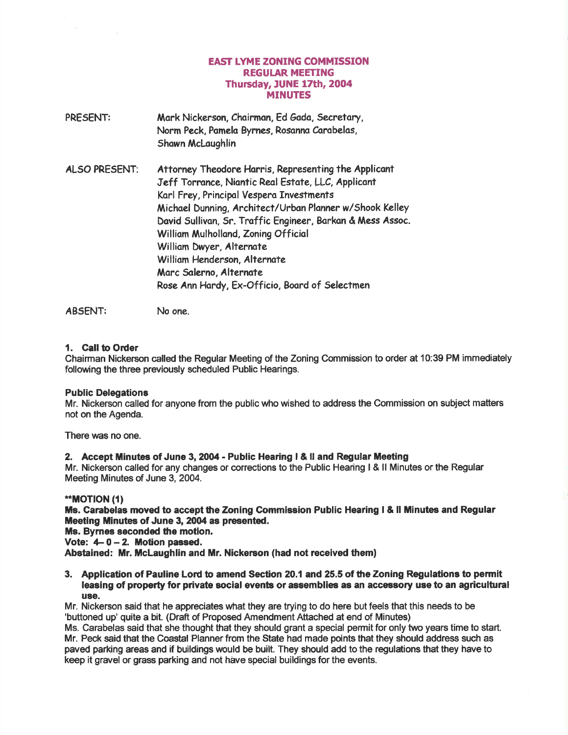# EAST LYME ZONING COMMISSION
## REGULAR MEETING
## Thursday, JUNE 17th, 2004
## MINUTES

PRESENT: Mark Nickerson, Chairman, Ed Gada, Secretary, Norm Peck, Pamela Byrnes, Rosanna Carabelas, Shawn McLaughlin

ALSO PRESENT: Attorney Theodore Harris, Representing the Applicant
Jeff Torrance, Niantic Real Estate, LLC, Applicant
Karl Frey, Principal Vespera Investments
Michael Dunning, Architect/Urban Planner w/Shook Kelley
David Sullivan, Sr. Traffic Engineer, Barkan & Mess Assoc.
William Mulholland, Zoning Official
William Dwyer, Alternate
William Henderson, Alternate
Marc Salerno, Alternate
Rose Ann Hardy, Ex-Officio, Board of Selectmen

ABSENT: No one.

**1. Call to Order**
Chairman Nickerson called the Regular Meeting of the Zoning Commission to order at 10:39 PM immediately following the three previously scheduled Public Hearings.

**Public Delegations**
Mr. Nickerson called for anyone from the public who wished to address the Commission on subject matters not on the Agenda.

There was no one.

**2. Accept Minutes of June 3, 2004 - Public Hearing I & II and Regular Meeting**
Mr. Nickerson called for any changes or corrections to the Public Hearing I & II Minutes or the Regular Meeting Minutes of June 3, 2004.

**\*\*MOTION (1)**
**Ms. Carabelas moved to accept the Zoning Commission Public Hearing I & II Minutes and Regular Meeting Minutes of June 3, 2004 as presented.**
**Ms. Byrnes seconded the motion.**
**Vote: 4– 0 – 2. Motion passed.**
**Abstained: Mr. McLaughlin and Mr. Nickerson (had not received them)**

**3. Application of Pauline Lord to amend Section 20.1 and 25.5 of the Zoning Regulations to permit leasing of property for private social events or assemblies as an accessory use to an agricultural use.**

Mr. Nickerson said that he appreciates what they are trying to do here but feels that this needs to be 'buttoned up' quite a bit. (Draft of Proposed Amendment Attached at end of Minutes)
Ms. Carabelas said that she thought that they should grant a special permit for only two years time to start. Mr. Peck said that the Coastal Planner from the State had made points that they should address such as paved parking areas and if buildings would be built. They should add to the regulations that they have to keep it gravel or grass parking and not have special buildings for the events.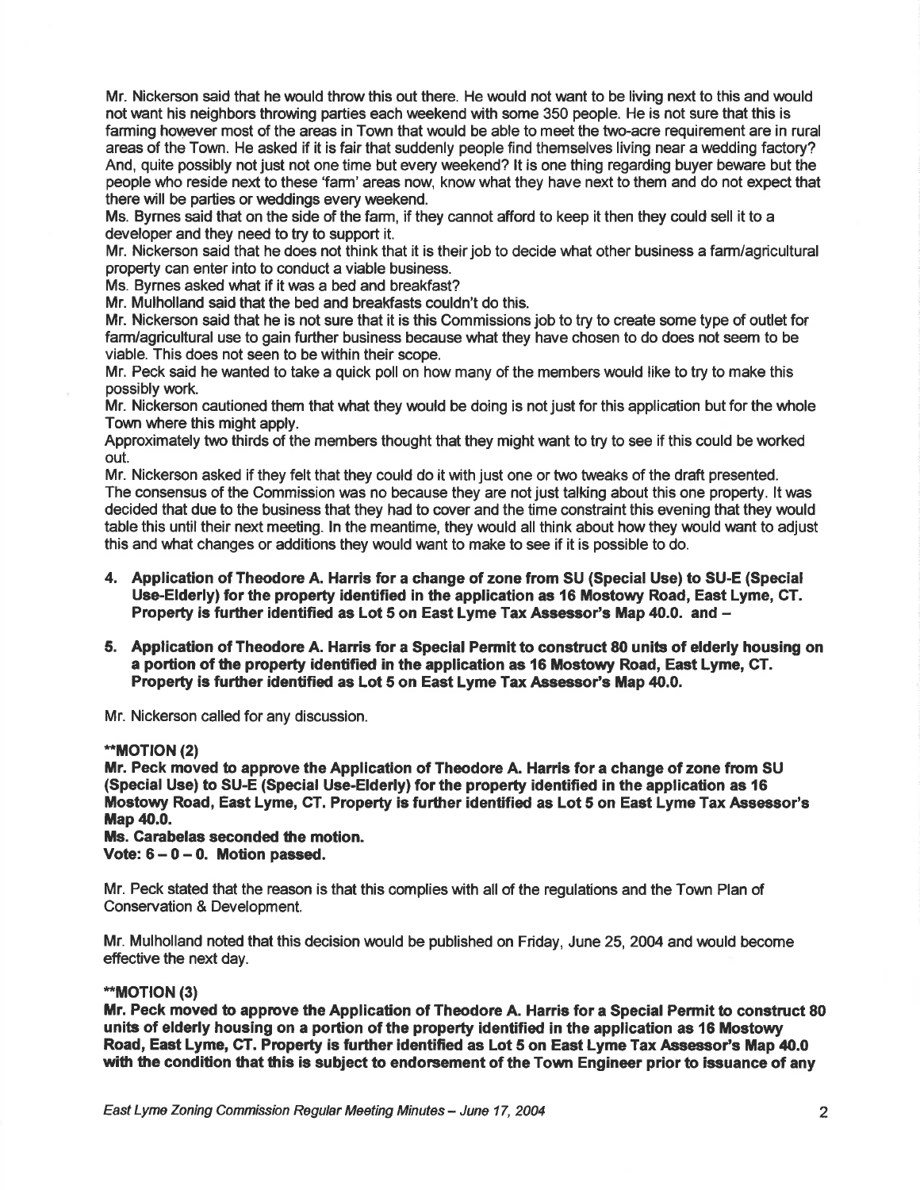Mr. Nickerson said that he would throw this out there. He would not want to be living next to this and would not want his neighbors throwing parties each weekend with some 350 people. He is not sure that this is farming however most of the areas in Town that would be able to meet the two-acre requirement are in rural areas of the Town. He asked if it is fair that suddenly people find themselves living near a wedding factory? And, quite possibly not just not one time but every weekend? It is one thing regarding buyer beware but the people who reside next to these 'farm' areas now, know what they have next to them and do not expect that there will be parties or weddings every weekend.

Ms. Byrnes said that on the side of the farm, if they cannot afford to keep it then they could sell it to a developer and they need to try to support it.

Mr. Nickerson said that he does not think that it is their job to decide what other business a farm/agricultural property can enter into to conduct a viable business.

Ms. Byrnes asked what if it was a bed and breakfast?

Mr. Mulholland said that the bed and breakfasts couldn't do this.

Mr. Nickerson said that he is not sure that it is this Commissions job to try to create some type of outlet for farm/agricultural use to gain further business because what they have chosen to do does not seem to be viable. This does not seen to be within their scope.

Mr. Peck said he wanted to take a quick poll on how many of the members would like to try to make this possibly work.

Mr. Nickerson cautioned them that what they would be doing is not just for this application but for the whole Town where this might apply.

Approximately two thirds of the members thought that they might want to try to see if this could be worked out.

Mr. Nickerson asked if they felt that they could do it with just one or two tweaks of the draft presented. The consensus of the Commission was no because they are not just talking about this one property. It was decided that due to the business that they had to cover and the time constraint this evening that they would table this until their next meeting. In the meantime, they would all think about how they would want to adjust this and what changes or additions they would want to make to see if it is possible to do.

4. **Application of Theodore A. Harris for a change of zone from SU (Special Use) to SU-E (Special Use-Elderly) for the property identified in the application as 16 Mostowy Road, East Lyme, CT. Property is further identified as Lot 5 on East Lyme Tax Assessor's Map 40.0. and –**

5. **Application of Theodore A. Harris for a Special Permit to construct 80 units of elderly housing on a portion of the property identified in the application as 16 Mostowy Road, East Lyme, CT. Property is further identified as Lot 5 on East Lyme Tax Assessor's Map 40.0.**

Mr. Nickerson called for any discussion.

****MOTION (2)**
**Mr. Peck moved to approve the Application of Theodore A. Harris for a change of zone from SU (Special Use) to SU-E (Special Use-Elderly) for the property identified in the application as 16 Mostowy Road, East Lyme, CT. Property is further identified as Lot 5 on East Lyme Tax Assessor's Map 40.0.**
**Ms. Carabelas seconded the motion.**
**Vote: 6 – 0 – 0. Motion passed.**

Mr. Peck stated that the reason is that this complies with all of the regulations and the Town Plan of Conservation & Development.

Mr. Mulholland noted that this decision would be published on Friday, June 25, 2004 and would become effective the next day.

****MOTION (3)**
**Mr. Peck moved to approve the Application of Theodore A. Harris for a Special Permit to construct 80 units of elderly housing on a portion of the property identified in the application as 16 Mostowy Road, East Lyme, CT. Property is further identified as Lot 5 on East Lyme Tax Assessor's Map 40.0 with the condition that this is subject to endorsement of the Town Engineer prior to issuance of any**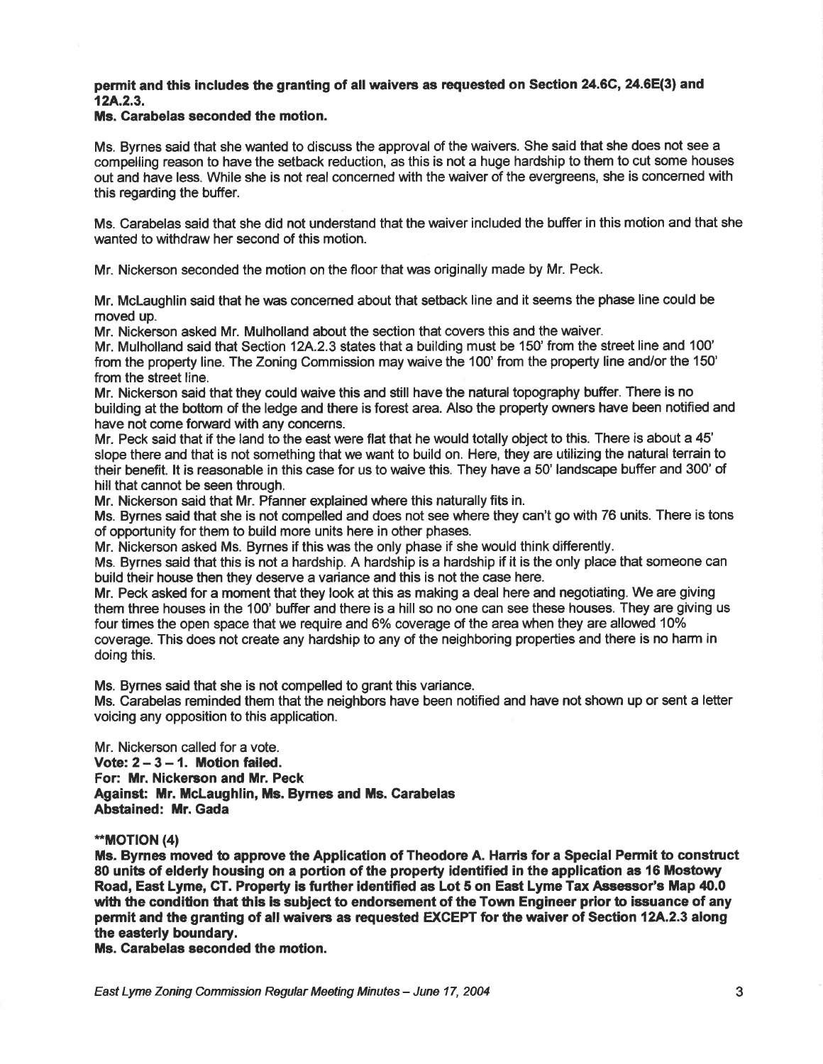**permit and this includes the granting of all waivers as requested on Section 24.6C, 24.6E(3) and 12A.2.3.**
**Ms. Carabelas seconded the motion.**

Ms. Byrnes said that she wanted to discuss the approval of the waivers. She said that she does not see a compelling reason to have the setback reduction, as this is not a huge hardship to them to cut some houses out and have less. While she is not real concerned with the waiver of the evergreens, she is concerned with this regarding the buffer.

Ms. Carabelas said that she did not understand that the waiver included the buffer in this motion and that she wanted to withdraw her second of this motion.

Mr. Nickerson seconded the motion on the floor that was originally made by Mr. Peck.

Mr. McLaughlin said that he was concerned about that setback line and it seems the phase line could be moved up.
Mr. Nickerson asked Mr. Mulholland about the section that covers this and the waiver.
Mr. Mulholland said that Section 12A.2.3 states that a building must be 150' from the street line and 100' from the property line. The Zoning Commission may waive the 100' from the property line and/or the 150' from the street line.
Mr. Nickerson said that they could waive this and still have the natural topography buffer. There is no building at the bottom of the ledge and there is forest area. Also the property owners have been notified and have not come forward with any concerns.
Mr. Peck said that if the land to the east were flat that he would totally object to this. There is about a 45' slope there and that is not something that we want to build on. Here, they are utilizing the natural terrain to their benefit. It is reasonable in this case for us to waive this. They have a 50' landscape buffer and 300' of hill that cannot be seen through.
Mr. Nickerson said that Mr. Pfanner explained where this naturally fits in.
Ms. Byrnes said that she is not compelled and does not see where they can't go with 76 units. There is tons of opportunity for them to build more units here in other phases.
Mr. Nickerson asked Ms. Byrnes if this was the only phase if she would think differently.
Ms. Byrnes said that this is not a hardship. A hardship is a hardship if it is the only place that someone can build their house then they deserve a variance and this is not the case here.
Mr. Peck asked for a moment that they look at this as making a deal here and negotiating. We are giving them three houses in the 100' buffer and there is a hill so no one can see these houses. They are giving us four times the open space that we require and 6% coverage of the area when they are allowed 10% coverage. This does not create any hardship to any of the neighboring properties and there is no harm in doing this.

Ms. Byrnes said that she is not compelled to grant this variance.
Ms. Carabelas reminded them that the neighbors have been notified and have not shown up or sent a letter voicing any opposition to this application.

Mr. Nickerson called for a vote.
**Vote: 2 – 3 – 1. Motion failed.**
**For: Mr. Nickerson and Mr. Peck**
**Against: Mr. McLaughlin, Ms. Byrnes and Ms. Carabelas**
**Abstained: Mr. Gada**

**MOTION (4)**
**Ms. Byrnes moved to approve the Application of Theodore A. Harris for a Special Permit to construct 80 units of elderly housing on a portion of the property identified in the application as 16 Mostowy Road, East Lyme, CT. Property is further identified as Lot 5 on East Lyme Tax Assessor's Map 40.0 with the condition that this is subject to endorsement of the Town Engineer prior to issuance of any permit and the granting of all waivers as requested EXCEPT for the waiver of Section 12A.2.3 along the easterly boundary.**
**Ms. Carabelas seconded the motion.**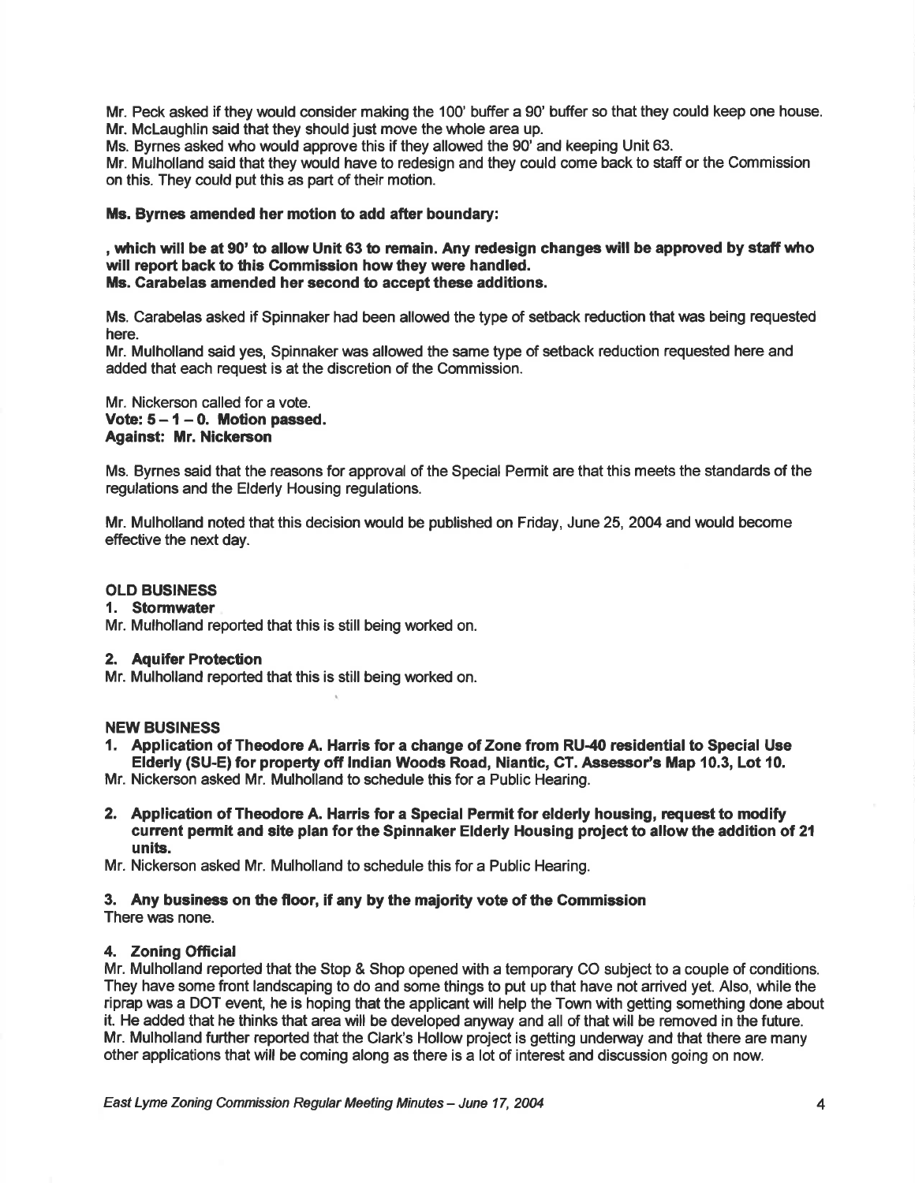Mr. Peck asked if they would consider making the 100' buffer a 90' buffer so that they could keep one house. Mr. McLaughlin said that they should just move the whole area up.
Ms. Byrnes asked who would approve this if they allowed the 90' and keeping Unit 63.
Mr. Mulholland said that they would have to redesign and they could come back to staff or the Commission on this. They could put this as part of their motion.

**Ms. Byrnes amended her motion to add after boundary:**

**, which will be at 90' to allow Unit 63 to remain. Any redesign changes will be approved by staff who will report back to this Commission how they were handled.**
**Ms. Carabelas amended her second to accept these additions.**

Ms. Carabelas asked if Spinnaker had been allowed the type of setback reduction that was being requested here.
Mr. Mulholland said yes, Spinnaker was allowed the same type of setback reduction requested here and added that each request is at the discretion of the Commission.

Mr. Nickerson called for a vote.
**Vote: 5 – 1 – 0. Motion passed.**
**Against: Mr. Nickerson**

Ms. Byrnes said that the reasons for approval of the Special Permit are that this meets the standards of the regulations and the Elderly Housing regulations.

Mr. Mulholland noted that this decision would be published on Friday, June 25, 2004 and would become effective the next day.

**OLD BUSINESS**

**1. Stormwater**
Mr. Mulholland reported that this is still being worked on.

**2. Aquifer Protection**
Mr. Mulholland reported that this is still being worked on.

**NEW BUSINESS**

**1. Application of Theodore A. Harris for a change of Zone from RU-40 residential to Special Use Elderly (SU-E) for property off Indian Woods Road, Niantic, CT. Assessor's Map 10.3, Lot 10.**
Mr. Nickerson asked Mr. Mulholland to schedule this for a Public Hearing.

**2. Application of Theodore A. Harris for a Special Permit for elderly housing, request to modify current permit and site plan for the Spinnaker Elderly Housing project to allow the addition of 21 units.**
Mr. Nickerson asked Mr. Mulholland to schedule this for a Public Hearing.

**3. Any business on the floor, if any by the majority vote of the Commission**
There was none.

**4. Zoning Official**
Mr. Mulholland reported that the Stop & Shop opened with a temporary CO subject to a couple of conditions. They have some front landscaping to do and some things to put up that have not arrived yet. Also, while the riprap was a DOT event, he is hoping that the applicant will help the Town with getting something done about it. He added that he thinks that area will be developed anyway and all of that will be removed in the future. Mr. Mulholland further reported that the Clark's Hollow project is getting underway and that there are many other applications that will be coming along as there is a lot of interest and discussion going on now.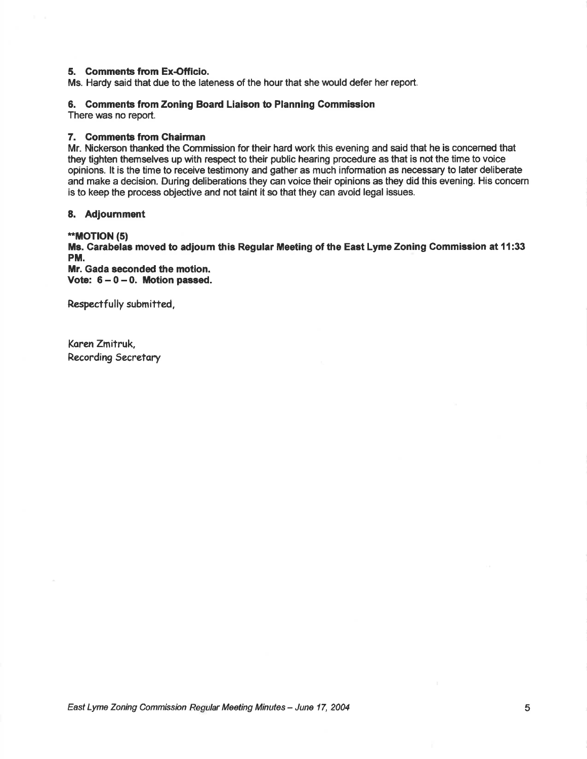## 5. Comments from Ex-Officio.

Ms. Hardy said that due to the lateness of the hour that she would defer her report.

## 6. Comments from Zoning Board Liaison to Planning Commission

There was no report.

## 7. Comments from Chairman

Mr. Nickerson thanked the Commission for their hard work this evening and said that he is concerned that they tighten themselves up with respect to their public hearing procedure as that is not the time to voice opinions. It is the time to receive testimony and gather as much information as necessary to later deliberate and make a decision. During deliberations they can voice their opinions as they did this evening. His concern is to keep the process objective and not taint it so that they can avoid legal issues.

## 8. Adjournment

**\*\*MOTION (5)**

**Ms. Carabelas moved to adjourn this Regular Meeting of the East Lyme Zoning Commission at 11:33 PM.**

**Mr. Gada seconded the motion.**

**Vote: 6 – 0 – 0. Motion passed.**

Respectfully submitted,

Karen Zmitruk,
Recording Secretary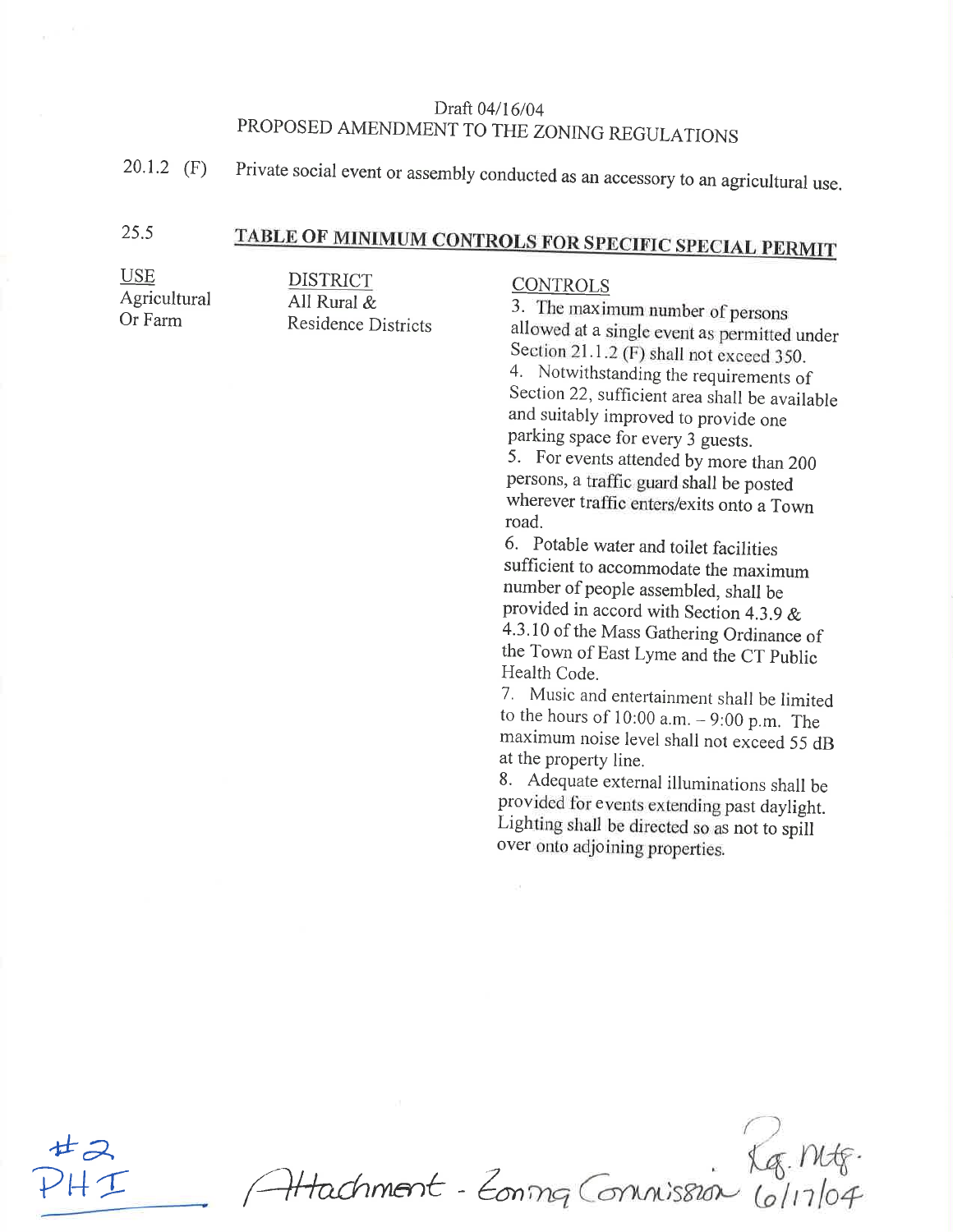Draft 04/16/04

PROPOSED AMENDMENT TO THE ZONING REGULATIONS

20.1.2 (F) Private social event or assembly conducted as an accessory to an agricultural use.

25.5 **TABLE OF MINIMUM CONTROLS FOR SPECIFIC SPECIAL PERMIT**

| USE | DISTRICT | CONTROLS |
|---|---|---|
| Agricultural Or Farm | All Rural & Residence Districts | 3. The maximum number of persons allowed at a single event as permitted under Section 21.1.2 (F) shall not exceed 350.<br>4. Notwithstanding the requirements of Section 22, sufficient area shall be available and suitably improved to provide one parking space for every 3 guests.<br>5. For events attended by more than 200 persons, a traffic guard shall be posted wherever traffic enters/exits onto a Town road.<br>6. Potable water and toilet facilities sufficient to accommodate the maximum number of people assembled, shall be provided in accord with Section 4.3.9 & 4.3.10 of the Mass Gathering Ordinance of the Town of East Lyme and the CT Public Health Code.<br>7. Music and entertainment shall be limited to the hours of 10:00 a.m. – 9:00 p.m. The maximum noise level shall not exceed 55 dB at the property line.<br>8. Adequate external illuminations shall be provided for events extending past daylight. Lighting shall be directed so as not to spill over onto adjoining properties. |

#2 PH I

Attachment - Zoning Commission Reg. Mtg. 6/17/04